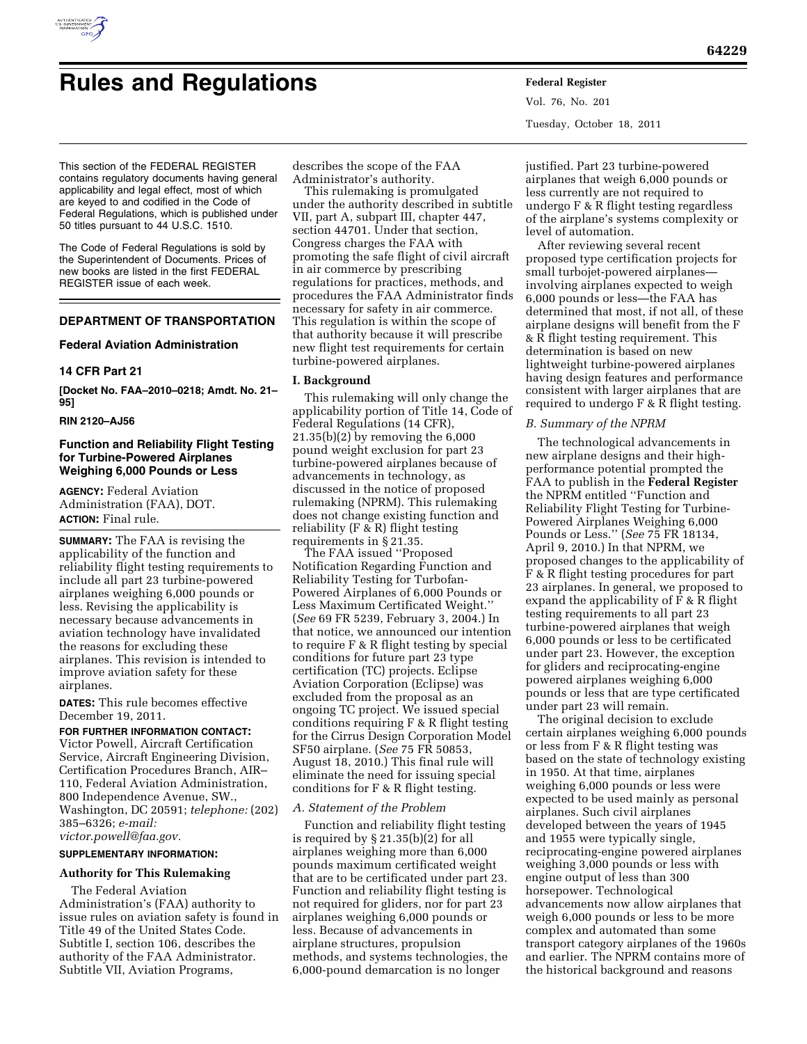# Rules and Regulations

This section of the FEDERAL REGISTER contains regulatory documents having general applicability and legal effect, most of which are keyed to and codified in the Code of Federal Regulations, which is published under 50 titles pursuant to 44 U.S.C. 1510.

The Code of Federal Regulations is sold by the Superintendent of Documents. Prices of new books are listed in the first FEDERAL REGISTER issue of each week.

## DEPARTMENT OF TRANSPORTATION

### Federal Aviation Administration

### 14 CFR Part 21

**[Docket No. FAA–2010–0218; Amdt. No. 21–95]**

**RIN 2120–AJ56**

### Function and Reliability Flight Testing for Turbine-Powered Airplanes Weighing 6,000 Pounds or Less

**AGENCY:** Federal Aviation Administration (FAA), DOT.

**ACTION:** Final rule.

**SUMMARY:** The FAA is revising the applicability of the function and reliability flight testing requirements to include all part 23 turbine-powered airplanes weighing 6,000 pounds or less. Revising the applicability is necessary because advancements in aviation technology have invalidated the reasons for excluding these airplanes. This revision is intended to improve aviation safety for these airplanes.

**DATES:** This rule becomes effective December 19, 2011.

**FOR FURTHER INFORMATION CONTACT:** Victor Powell, Aircraft Certification Service, Aircraft Engineering Division, Certification Procedures Branch, AIR–110, Federal Aviation Administration, 800 Independence Avenue, SW., Washington, DC 20591; *telephone:* (202) 385–6326; *e-mail: victor.powell@faa.gov.*

**SUPPLEMENTARY INFORMATION:**

#### Authority for This Rulemaking

The Federal Aviation Administration's (FAA) authority to issue rules on aviation safety is found in Title 49 of the United States Code. Subtitle I, section 106, describes the authority of the FAA Administrator. Subtitle VII, Aviation Programs, describes the scope of the FAA Administrator's authority.

This rulemaking is promulgated under the authority described in subtitle VII, part A, subpart III, chapter 447, section 44701. Under that section, Congress charges the FAA with promoting the safe flight of civil aircraft in air commerce by prescribing regulations for practices, methods, and procedures the FAA Administrator finds necessary for safety in air commerce. This regulation is within the scope of that authority because it will prescribe new flight test requirements for certain turbine-powered airplanes.

#### I. Background

This rulemaking will only change the applicability portion of Title 14, Code of Federal Regulations (14 CFR), 21.35(b)(2) by removing the 6,000 pound weight exclusion for part 23 turbine-powered airplanes because of advancements in technology, as discussed in the notice of proposed rulemaking (NPRM). This rulemaking does not change existing function and reliability (F & R) flight testing requirements in § 21.35.

The FAA issued "Proposed Notification Regarding Function and Reliability Testing for Turbofan-Powered Airplanes of 6,000 Pounds or Less Maximum Certificated Weight." (*See* 69 FR 5239, February 3, 2004.) In that notice, we announced our intention to require F & R flight testing by special conditions for future part 23 type certification (TC) projects. Eclipse Aviation Corporation (Eclipse) was excluded from the proposal as an ongoing TC project. We issued special conditions requiring F & R flight testing for the Cirrus Design Corporation Model SF50 airplane. (*See* 75 FR 50853, August 18, 2010.) This final rule will eliminate the need for issuing special conditions for F & R flight testing.

*A. Statement of the Problem*

Function and reliability flight testing is required by § 21.35(b)(2) for all airplanes weighing more than 6,000 pounds maximum certificated weight that are to be certificated under part 23. Function and reliability flight testing is not required for gliders, nor for part 23 airplanes weighing 6,000 pounds or less. Because of advancements in airplane structures, propulsion methods, and systems technologies, the 6,000-pound demarcation is no longer justified. Part 23 turbine-powered airplanes that weigh 6,000 pounds or less currently are not required to undergo F & R flight testing regardless of the airplane's systems complexity or level of automation.

After reviewing several recent proposed type certification projects for small turbojet-powered airplanes—involving airplanes expected to weigh 6,000 pounds or less—the FAA has determined that most, if not all, of these airplane designs will benefit from the F & R flight testing requirement. This determination is based on new lightweight turbine-powered airplanes having design features and performance consistent with larger airplanes that are required to undergo F & R flight testing.

*B. Summary of the NPRM*

The technological advancements in new airplane designs and their high-performance potential prompted the FAA to publish in the **Federal Register** the NPRM entitled "Function and Reliability Flight Testing for Turbine-Powered Airplanes Weighing 6,000 Pounds or Less." (*See* 75 FR 18134, April 9, 2010.) In that NPRM, we proposed changes to the applicability of F & R flight testing procedures for part 23 airplanes. In general, we proposed to expand the applicability of F & R flight testing requirements to all part 23 turbine-powered airplanes that weigh 6,000 pounds or less to be certificated under part 23. However, the exception for gliders and reciprocating-engine powered airplanes weighing 6,000 pounds or less that are type certificated under part 23 will remain.

The original decision to exclude certain airplanes weighing 6,000 pounds or less from F & R flight testing was based on the state of technology existing in 1950. At that time, airplanes weighing 6,000 pounds or less were expected to be used mainly as personal airplanes. Such civil airplanes developed between the years of 1945 and 1955 were typically single, reciprocating-engine powered airplanes weighing 3,000 pounds or less with engine output of less than 300 horsepower. Technological advancements now allow airplanes that weigh 6,000 pounds or less to be more complex and automated than some transport category airplanes of the 1960s and earlier. The NPRM contains more of the historical background and reasons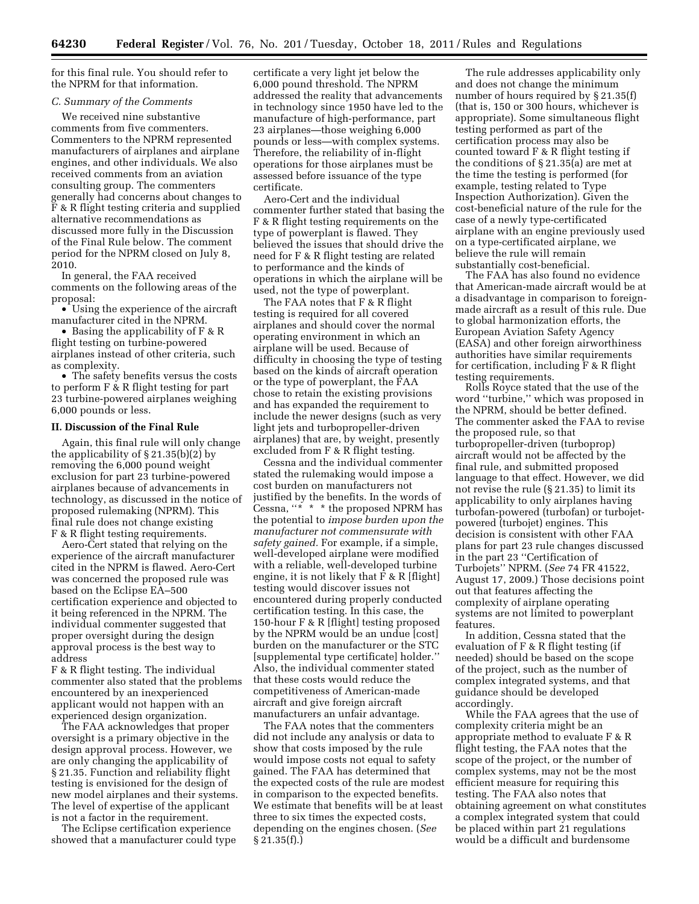for this final rule. You should refer to the NPRM for that information.

### C. Summary of the Comments

We received nine substantive comments from five commenters. Commenters to the NPRM represented manufacturers of airplanes and airplane engines, and other individuals. We also received comments from an aviation consulting group. The commenters generally had concerns about changes to F & R flight testing criteria and supplied alternative recommendations as discussed more fully in the Discussion of the Final Rule below. The comment period for the NPRM closed on July 8, 2010.

In general, the FAA received comments on the following areas of the proposal:

- Using the experience of the aircraft manufacturer cited in the NPRM.
- Basing the applicability of F & R flight testing on turbine-powered airplanes instead of other criteria, such as complexity.
- The safety benefits versus the costs to perform F & R flight testing for part 23 turbine-powered airplanes weighing 6,000 pounds or less.

## II. Discussion of the Final Rule

Again, this final rule will only change the applicability of § 21.35(b)(2) by removing the 6,000 pound weight exclusion for part 23 turbine-powered airplanes because of advancements in technology, as discussed in the notice of proposed rulemaking (NPRM). This final rule does not change existing F & R flight testing requirements.

Aero-Cert stated that relying on the experience of the aircraft manufacturer cited in the NPRM is flawed. Aero-Cert was concerned the proposed rule was based on the Eclipse EA–500 certification experience and objected to it being referenced in the NPRM. The individual commenter suggested that proper oversight during the design approval process is the best way to address F & R flight testing. The individual commenter also stated that the problems encountered by an inexperienced applicant would not happen with an experienced design organization.

The FAA acknowledges that proper oversight is a primary objective in the design approval process. However, we are only changing the applicability of § 21.35. Function and reliability flight testing is envisioned for the design of new model airplanes and their systems. The level of expertise of the applicant is not a factor in the requirement.

The Eclipse certification experience showed that a manufacturer could type certificate a very light jet below the 6,000 pound threshold. The NPRM addressed the reality that advancements in technology since 1950 have led to the manufacture of high-performance, part 23 airplanes—those weighing 6,000 pounds or less—with complex systems. Therefore, the reliability of in-flight operations for those airplanes must be assessed before issuance of the type certificate.

Aero-Cert and the individual commenter further stated that basing the F & R flight testing requirements on the type of powerplant is flawed. They believed the issues that should drive the need for F & R flight testing are related to performance and the kinds of operations in which the airplane will be used, not the type of powerplant.

The FAA notes that F & R flight testing is required for all covered airplanes and should cover the normal operating environment in which an airplane will be used. Because of difficulty in choosing the type of testing based on the kinds of aircraft operation or the type of powerplant, the FAA chose to retain the existing provisions and has expanded the requirement to include the newer designs (such as very light jets and turbopropeller-driven airplanes) that are, by weight, presently excluded from F & R flight testing.

Cessna and the individual commenter stated the rulemaking would impose a cost burden on manufacturers not justified by the benefits. In the words of Cessna, "* * * the proposed NPRM has the potential to *impose burden upon the manufacturer not commensurate with safety gained.* For example, if a simple, well-developed airplane were modified with a reliable, well-developed turbine engine, it is not likely that F & R [flight] testing would discover issues not encountered during properly conducted certification testing. In this case, the 150-hour F & R [flight] testing proposed by the NPRM would be an undue [cost] burden on the manufacturer or the STC [supplemental type certificate] holder." Also, the individual commenter stated that these costs would reduce the competitiveness of American-made aircraft and give foreign aircraft manufacturers an unfair advantage.

The FAA notes that the commenters did not include any analysis or data to show that costs imposed by the rule would impose costs not equal to safety gained. The FAA has determined that the expected costs of the rule are modest in comparison to the expected benefits. We estimate that benefits will be at least three to six times the expected costs, depending on the engines chosen. (*See* § 21.35(f).)

The rule addresses applicability only and does not change the minimum number of hours required by § 21.35(f) (that is, 150 or 300 hours, whichever is appropriate). Some simultaneous flight testing performed as part of the certification process may also be counted toward F & R flight testing if the conditions of § 21.35(a) are met at the time the testing is performed (for example, testing related to Type Inspection Authorization). Given the cost-beneficial nature of the rule for the case of a newly type-certificated airplane with an engine previously used on a type-certificated airplane, we believe the rule will remain substantially cost-beneficial.

The FAA has also found no evidence that American-made aircraft would be at a disadvantage in comparison to foreign-made aircraft as a result of this rule. Due to global harmonization efforts, the European Aviation Safety Agency (EASA) and other foreign airworthiness authorities have similar requirements for certification, including F & R flight testing requirements.

Rolls Royce stated that the use of the word "turbine," which was proposed in the NPRM, should be better defined. The commenter asked the FAA to revise the proposed rule, so that turbopropeller-driven (turboprop) aircraft would not be affected by the final rule, and submitted proposed language to that effect. However, we did not revise the rule (§ 21.35) to limit its applicability to only airplanes having turbofan-powered (turbofan) or turbojet-powered (turbojet) engines. This decision is consistent with other FAA plans for part 23 rule changes discussed in the part 23 "Certification of Turbojets" NPRM. (*See* 74 FR 41522, August 17, 2009.) Those decisions point out that features affecting the complexity of airplane operating systems are not limited to powerplant features.

In addition, Cessna stated that the evaluation of F & R flight testing (if needed) should be based on the scope of the project, such as the number of complex integrated systems, and that guidance should be developed accordingly.

While the FAA agrees that the use of complexity criteria might be an appropriate method to evaluate F & R flight testing, the FAA notes that the scope of the project, or the number of complex systems, may not be the most efficient measure for requiring this testing. The FAA also notes that obtaining agreement on what constitutes a complex integrated system that could be placed within part 21 regulations would be a difficult and burdensome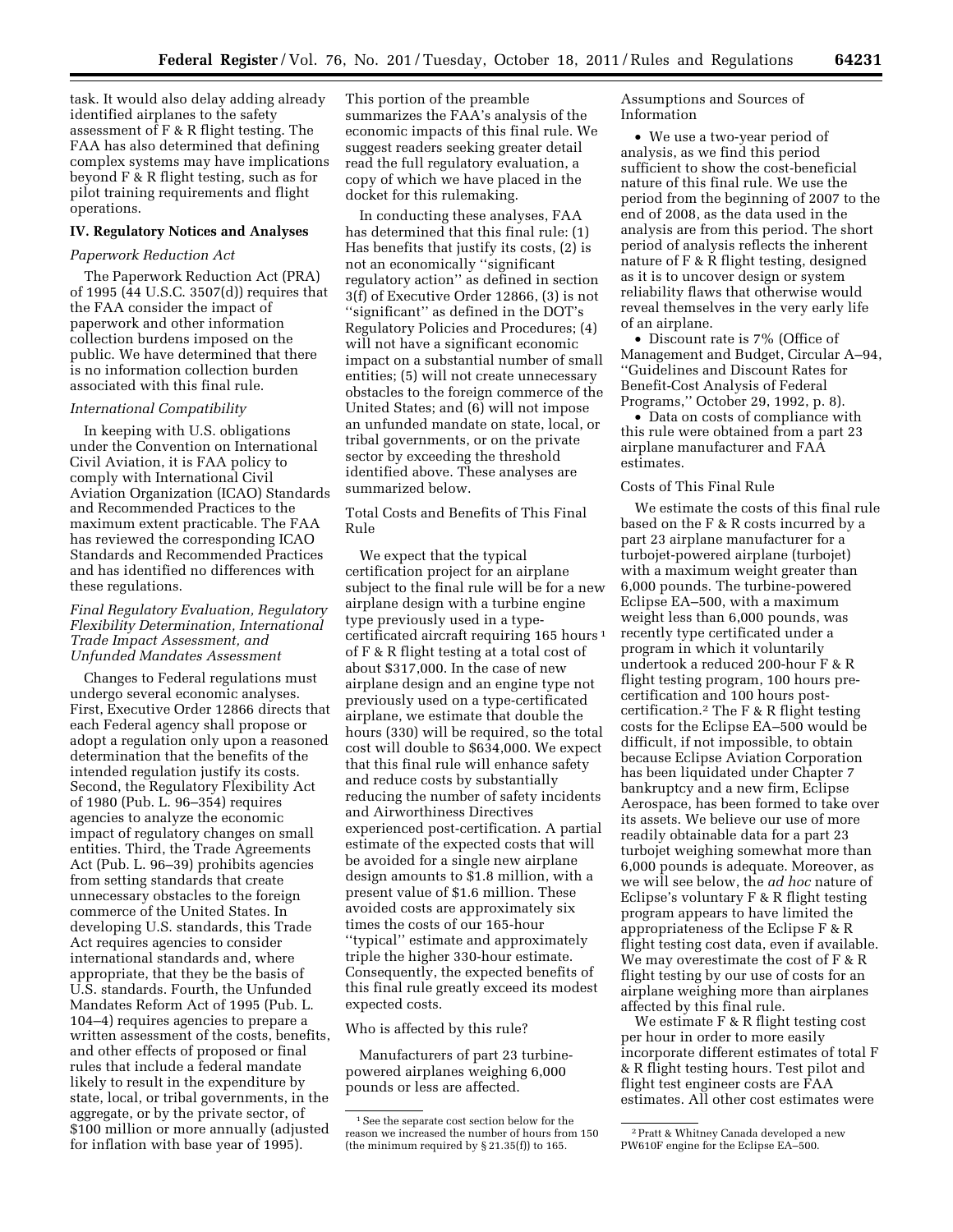task. It would also delay adding already identified airplanes to the safety assessment of F & R flight testing. The FAA has also determined that defining complex systems may have implications beyond F & R flight testing, such as for pilot training requirements and flight operations.

## IV. Regulatory Notices and Analyses

### *Paperwork Reduction Act*

The Paperwork Reduction Act (PRA) of 1995 (44 U.S.C. 3507(d)) requires that the FAA consider the impact of paperwork and other information collection burdens imposed on the public. We have determined that there is no information collection burden associated with this final rule.

### *International Compatibility*

In keeping with U.S. obligations under the Convention on International Civil Aviation, it is FAA policy to comply with International Civil Aviation Organization (ICAO) Standards and Recommended Practices to the maximum extent practicable. The FAA has reviewed the corresponding ICAO Standards and Recommended Practices and has identified no differences with these regulations.

### *Final Regulatory Evaluation, Regulatory Flexibility Determination, International Trade Impact Assessment, and Unfunded Mandates Assessment*

Changes to Federal regulations must undergo several economic analyses. First, Executive Order 12866 directs that each Federal agency shall propose or adopt a regulation only upon a reasoned determination that the benefits of the intended regulation justify its costs. Second, the Regulatory Flexibility Act of 1980 (Pub. L. 96–354) requires agencies to analyze the economic impact of regulatory changes on small entities. Third, the Trade Agreements Act (Pub. L. 96–39) prohibits agencies from setting standards that create unnecessary obstacles to the foreign commerce of the United States. In developing U.S. standards, this Trade Act requires agencies to consider international standards and, where appropriate, that they be the basis of U.S. standards. Fourth, the Unfunded Mandates Reform Act of 1995 (Pub. L. 104–4) requires agencies to prepare a written assessment of the costs, benefits, and other effects of proposed or final rules that include a federal mandate likely to result in the expenditure by state, local, or tribal governments, in the aggregate, or by the private sector, of $100 million or more annually (adjusted for inflation with base year of 1995). This portion of the preamble summarizes the FAA's analysis of the economic impacts of this final rule. We suggest readers seeking greater detail read the full regulatory evaluation, a copy of which we have placed in the docket for this rulemaking.

In conducting these analyses, FAA has determined that this final rule: (1) Has benefits that justify its costs, (2) is not an economically "significant regulatory action" as defined in section 3(f) of Executive Order 12866, (3) is not "significant" as defined in the DOT's Regulatory Policies and Procedures; (4) will not have a significant economic impact on a substantial number of small entities; (5) will not create unnecessary obstacles to the foreign commerce of the United States; and (6) will not impose an unfunded mandate on state, local, or tribal governments, or on the private sector by exceeding the threshold identified above. These analyses are summarized below.

Total Costs and Benefits of This Final Rule

We expect that the typical certification project for an airplane subject to the final rule will be for a new airplane design with a turbine engine type previously used in a type-certificated aircraft requiring 165 hours [1] of F & R flight testing at a total cost of about $317,000. In the case of new airplane design and an engine type not previously used on a type-certificated airplane, we estimate that double the hours (330) will be required, so the total cost will double to $634,000. We expect that this final rule will enhance safety and reduce costs by substantially reducing the number of safety incidents and Airworthiness Directives experienced post-certification. A partial estimate of the expected costs that will be avoided for a single new airplane design amounts to $1.8 million, with a present value of $1.6 million. These avoided costs are approximately six times the costs of our 165-hour "typical" estimate and approximately triple the higher 330-hour estimate. Consequently, the expected benefits of this final rule greatly exceed its modest expected costs.

Who is affected by this rule?

Manufacturers of part 23 turbine-powered airplanes weighing 6,000 pounds or less are affected.

Assumptions and Sources of Information

- We use a two-year period of analysis, as we find this period sufficient to show the cost-beneficial nature of this final rule. We use the period from the beginning of 2007 to the end of 2008, as the data used in the analysis are from this period. The short period of analysis reflects the inherent nature of F & R flight testing, designed as it is to uncover design or system reliability flaws that otherwise would reveal themselves in the very early life of an airplane.
- Discount rate is 7% (Office of Management and Budget, Circular A–94, "Guidelines and Discount Rates for Benefit-Cost Analysis of Federal Programs," October 29, 1992, p. 8).
- Data on costs of compliance with this rule were obtained from a part 23 airplane manufacturer and FAA estimates.

Costs of This Final Rule

We estimate the costs of this final rule based on the F & R costs incurred by a part 23 airplane manufacturer for a turbojet-powered airplane (turbojet) with a maximum weight greater than 6,000 pounds. The turbine-powered Eclipse EA–500, with a maximum weight less than 6,000 pounds, was recently type certificated under a program in which it voluntarily undertook a reduced 200-hour F & R flight testing program, 100 hours pre-certification and 100 hours post-certification.[2] The F & R flight testing costs for the Eclipse EA–500 would be difficult, if not impossible, to obtain because Eclipse Aviation Corporation has been liquidated under Chapter 7 bankruptcy and a new firm, Eclipse Aerospace, has been formed to take over its assets. We believe our use of more readily obtainable data for a part 23 turbojet weighing somewhat more than 6,000 pounds is adequate. Moreover, as we will see below, the *ad hoc* nature of Eclipse's voluntary F & R flight testing program appears to have limited the appropriateness of the Eclipse F & R flight testing cost data, even if available. We may overestimate the cost of F & R flight testing by our use of costs for an airplane weighing more than airplanes affected by this final rule.

We estimate F & R flight testing cost per hour in order to more easily incorporate different estimates of total F & R flight testing hours. Test pilot and flight test engineer costs are FAA estimates. All other cost estimates were

[1] See the separate cost section below for the reason we increased the number of hours from 150 (the minimum required by § 21.35(f)) to 165.

[2] Pratt & Whitney Canada developed a new PW610F engine for the Eclipse EA–500.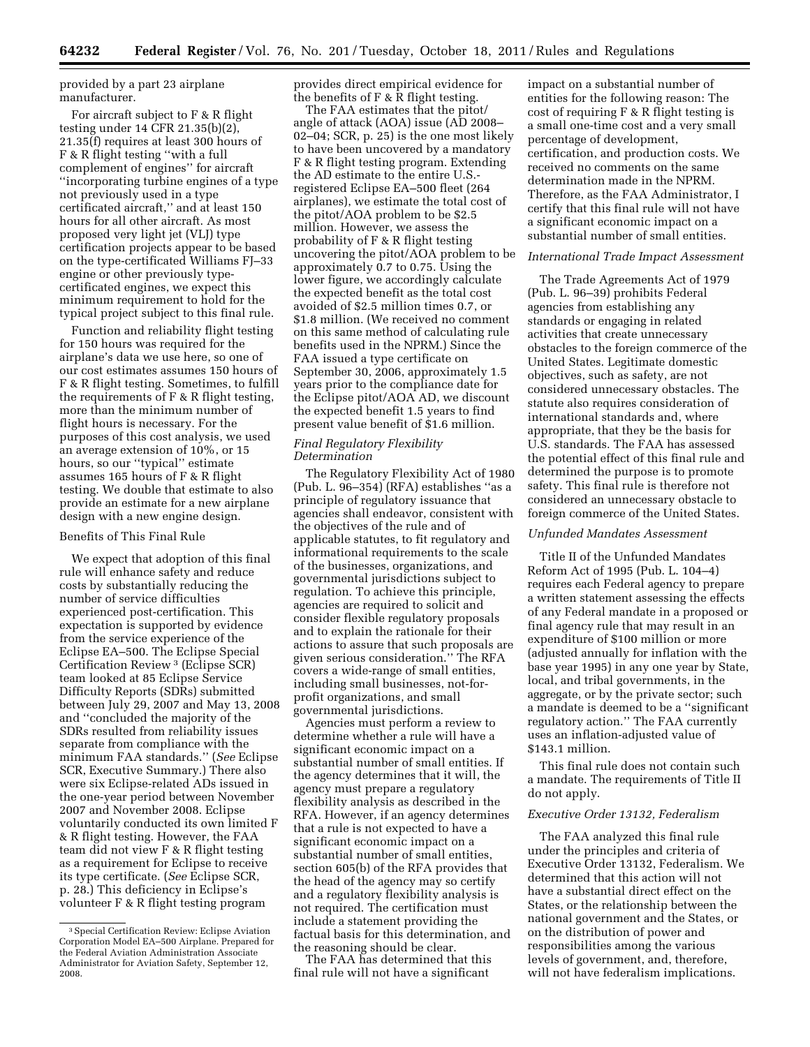provided by a part 23 airplane manufacturer.

For aircraft subject to F & R flight testing under 14 CFR 21.35(b)(2), 21.35(f) requires at least 300 hours of F & R flight testing ''with a full complement of engines'' for aircraft ''incorporating turbine engines of a type not previously used in a type certificated aircraft,'' and at least 150 hours for all other aircraft. As most proposed very light jet (VLJ) type certification projects appear to be based on the type-certificated Williams FJ–33 engine or other previously type-certificated engines, we expect this minimum requirement to hold for the typical project subject to this final rule.

Function and reliability flight testing for 150 hours was required for the airplane's data we use here, so one of our cost estimates assumes 150 hours of F & R flight testing. Sometimes, to fulfill the requirements of F & R flight testing, more than the minimum number of flight hours is necessary. For the purposes of this cost analysis, we used an average extension of 10%, or 15 hours, so our ''typical'' estimate assumes 165 hours of F & R flight testing. We double that estimate to also provide an estimate for a new airplane design with a new engine design.

### Benefits of This Final Rule

We expect that adoption of this final rule will enhance safety and reduce costs by substantially reducing the number of service difficulties experienced post-certification. This expectation is supported by evidence from the service experience of the Eclipse EA–500. The Eclipse Special Certification Review [3] (Eclipse SCR) team looked at 85 Eclipse Service Difficulty Reports (SDRs) submitted between July 29, 2007 and May 13, 2008 and ''concluded the majority of the SDRs resulted from reliability issues separate from compliance with the minimum FAA standards.'' (*See* Eclipse SCR, Executive Summary.) There also were six Eclipse-related ADs issued in the one-year period between November 2007 and November 2008. Eclipse voluntarily conducted its own limited F & R flight testing. However, the FAA team did not view F & R flight testing as a requirement for Eclipse to receive its type certificate. (*See* Eclipse SCR, p. 28.) This deficiency in Eclipse's volunteer F & R flight testing program provides direct empirical evidence for the benefits of F & R flight testing.

The FAA estimates that the pitot/angle of attack (AOA) issue (AD 2008–02–04; SCR, p. 25) is the one most likely to have been uncovered by a mandatory F & R flight testing program. Extending the AD estimate to the entire U.S.-registered Eclipse EA–500 fleet (264 airplanes), we estimate the total cost of the pitot/AOA problem to be $2.5 million. However, we assess the probability of F & R flight testing uncovering the pitot/AOA problem to be approximately 0.7 to 0.75. Using the lower figure, we accordingly calculate the expected benefit as the total cost avoided of $2.5 million times 0.7, or $1.8 million. (We received no comment on this same method of calculating rule benefits used in the NPRM.) Since the FAA issued a type certificate on September 30, 2006, approximately 1.5 years prior to the compliance date for the Eclipse pitot/AOA AD, we discount the expected benefit 1.5 years to find present value benefit of $1.6 million.

### *Final Regulatory Flexibility Determination*

The Regulatory Flexibility Act of 1980 (Pub. L. 96–354) (RFA) establishes ''as a principle of regulatory issuance that agencies shall endeavor, consistent with the objectives of the rule and of applicable statutes, to fit regulatory and informational requirements to the scale of the businesses, organizations, and governmental jurisdictions subject to regulation. To achieve this principle, agencies are required to solicit and consider flexible regulatory proposals and to explain the rationale for their actions to assure that such proposals are given serious consideration.'' The RFA covers a wide-range of small entities, including small businesses, not-for-profit organizations, and small governmental jurisdictions.

Agencies must perform a review to determine whether a rule will have a significant economic impact on a substantial number of small entities. If the agency determines that it will, the agency must prepare a regulatory flexibility analysis as described in the RFA. However, if an agency determines that a rule is not expected to have a significant economic impact on a substantial number of small entities, section 605(b) of the RFA provides that the head of the agency may so certify and a regulatory flexibility analysis is not required. The certification must include a statement providing the factual basis for this determination, and the reasoning should be clear.

The FAA has determined that this final rule will not have a significant impact on a substantial number of entities for the following reason: The cost of requiring F & R flight testing is a small one-time cost and a very small percentage of development, certification, and production costs. We received no comments on the same determination made in the NPRM. Therefore, as the FAA Administrator, I certify that this final rule will not have a significant economic impact on a substantial number of small entities.

### *International Trade Impact Assessment*

The Trade Agreements Act of 1979 (Pub. L. 96–39) prohibits Federal agencies from establishing any standards or engaging in related activities that create unnecessary obstacles to the foreign commerce of the United States. Legitimate domestic objectives, such as safety, are not considered unnecessary obstacles. The statute also requires consideration of international standards and, where appropriate, that they be the basis for U.S. standards. The FAA has assessed the potential effect of this final rule and determined the purpose is to promote safety. This final rule is therefore not considered an unnecessary obstacle to foreign commerce of the United States.

### *Unfunded Mandates Assessment*

Title II of the Unfunded Mandates Reform Act of 1995 (Pub. L. 104–4) requires each Federal agency to prepare a written statement assessing the effects of any Federal mandate in a proposed or final agency rule that may result in an expenditure of $100 million or more (adjusted annually for inflation with the base year 1995) in any one year by State, local, and tribal governments, in the aggregate, or by the private sector; such a mandate is deemed to be a ''significant regulatory action.'' The FAA currently uses an inflation-adjusted value of $143.1 million.

This final rule does not contain such a mandate. The requirements of Title II do not apply.

### *Executive Order 13132, Federalism*

The FAA analyzed this final rule under the principles and criteria of Executive Order 13132, Federalism. We determined that this action will not have a substantial direct effect on the States, or the relationship between the national government and the States, or on the distribution of power and responsibilities among the various levels of government, and, therefore, will not have federalism implications.

---

[3] Special Certification Review: Eclipse Aviation Corporation Model EA–500 Airplane. Prepared for the Federal Aviation Administration Associate Administrator for Aviation Safety, September 12, 2008.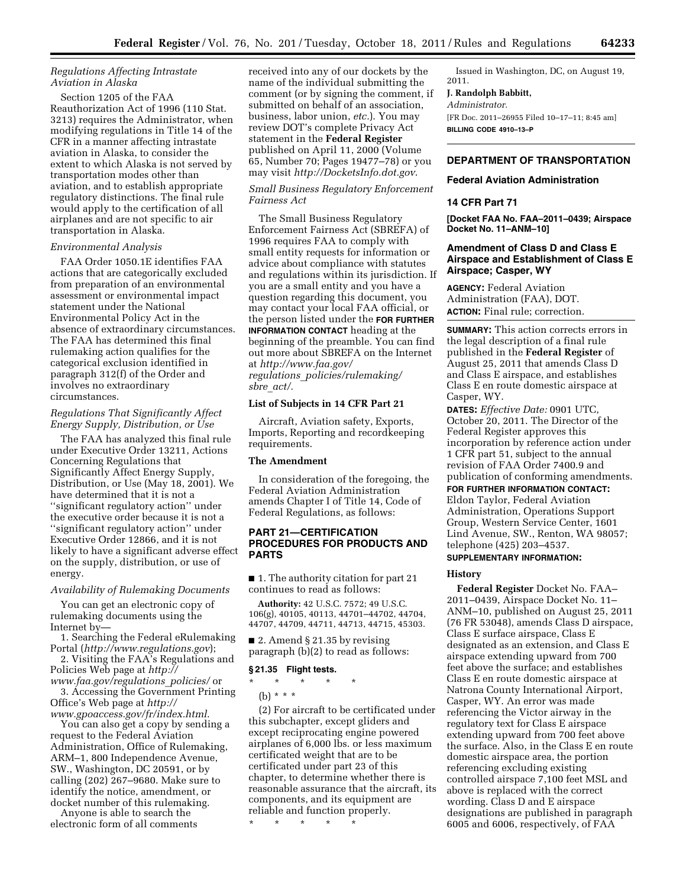### *Regulations Affecting Intrastate Aviation in Alaska*

Section 1205 of the FAA Reauthorization Act of 1996 (110 Stat. 3213) requires the Administrator, when modifying regulations in Title 14 of the CFR in a manner affecting intrastate aviation in Alaska, to consider the extent to which Alaska is not served by transportation modes other than aviation, and to establish appropriate regulatory distinctions. The final rule would apply to the certification of all airplanes and are not specific to air transportation in Alaska.

### *Environmental Analysis*

FAA Order 1050.1E identifies FAA actions that are categorically excluded from preparation of an environmental assessment or environmental impact statement under the National Environmental Policy Act in the absence of extraordinary circumstances. The FAA has determined this final rulemaking action qualifies for the categorical exclusion identified in paragraph 312(f) of the Order and involves no extraordinary circumstances.

### *Regulations That Significantly Affect Energy Supply, Distribution, or Use*

The FAA has analyzed this final rule under Executive Order 13211, Actions Concerning Regulations that Significantly Affect Energy Supply, Distribution, or Use (May 18, 2001). We have determined that it is not a ''significant regulatory action'' under the executive order because it is not a ''significant regulatory action'' under Executive Order 12866, and it is not likely to have a significant adverse effect on the supply, distribution, or use of energy.

### *Availability of Rulemaking Documents*

You can get an electronic copy of rulemaking documents using the Internet by—

1. Searching the Federal eRulemaking Portal (*http://www.regulations.gov*);
2. Visiting the FAA's Regulations and Policies Web page at *http://www.faa.gov/regulations_policies/* or
3. Accessing the Government Printing Office's Web page at *http://www.gpoaccess.gov/fr/index.html*.

You can also get a copy by sending a request to the Federal Aviation Administration, Office of Rulemaking, ARM–1, 800 Independence Avenue, SW., Washington, DC 20591, or by calling (202) 267–9680. Make sure to identify the notice, amendment, or docket number of this rulemaking.

Anyone is able to search the electronic form of all comments received into any of our dockets by the name of the individual submitting the comment (or by signing the comment, if submitted on behalf of an association, business, labor union, *etc.*). You may review DOT's complete Privacy Act statement in the **Federal Register** published on April 11, 2000 (Volume 65, Number 70; Pages 19477–78) or you may visit *http://DocketsInfo.dot.gov*.

### *Small Business Regulatory Enforcement Fairness Act*

The Small Business Regulatory Enforcement Fairness Act (SBREFA) of 1996 requires FAA to comply with small entity requests for information or advice about compliance with statutes and regulations within its jurisdiction. If you are a small entity and you have a question regarding this document, you may contact your local FAA official, or the person listed under the **FOR FURTHER INFORMATION CONTACT** heading at the beginning of the preamble. You can find out more about SBREFA on the Internet at *http://www.faa.gov/regulations_policies/rulemaking/sbre_act/*.

### List of Subjects in 14 CFR Part 21

Aircraft, Aviation safety, Exports, Imports, Reporting and recordkeeping requirements.

## The Amendment

In consideration of the foregoing, the Federal Aviation Administration amends Chapter I of Title 14, Code of Federal Regulations, as follows:

## PART 21—CERTIFICATION PROCEDURES FOR PRODUCTS AND PARTS

■ 1. The authority citation for part 21 continues to read as follows:

**Authority:** 42 U.S.C. 7572; 49 U.S.C. 106(g), 40105, 40113, 44701–44702, 44704, 44707, 44709, 44711, 44713, 44715, 45303.

■ 2. Amend § 21.35 by revising paragraph (b)(2) to read as follows:

### § 21.35 Flight tests.

\* \* \* \* \*

(b) \* \* \*

(2) For aircraft to be certificated under this subchapter, except gliders and except reciprocating engine powered airplanes of 6,000 lbs. or less maximum certificated weight that are to be certificated under part 23 of this chapter, to determine whether there is reasonable assurance that the aircraft, its components, and its equipment are reliable and function properly.

\* \* \* \* \*

Issued in Washington, DC, on August 19, 2011.

**J. Randolph Babbitt,**

*Administrator.*

[FR Doc. 2011–26955 Filed 10–17–11; 8:45 am]

**BILLING CODE 4910–13–P**

---

## DEPARTMENT OF TRANSPORTATION

## Federal Aviation Administration

## 14 CFR Part 71

**[Docket FAA No. FAA–2011–0439; Airspace Docket No. 11–ANM–10]**

## Amendment of Class D and Class E Airspace and Establishment of Class E Airspace; Casper, WY

**AGENCY:** Federal Aviation Administration (FAA), DOT.

**ACTION:** Final rule; correction.

**SUMMARY:** This action corrects errors in the legal description of a final rule published in the **Federal Register** of August 25, 2011 that amends Class D and Class E airspace, and establishes Class E en route domestic airspace at Casper, WY.

**DATES:** *Effective Date:* 0901 UTC, October 20, 2011. The Director of the Federal Register approves this incorporation by reference action under 1 CFR part 51, subject to the annual revision of FAA Order 7400.9 and publication of conforming amendments.

**FOR FURTHER INFORMATION CONTACT:** Eldon Taylor, Federal Aviation Administration, Operations Support Group, Western Service Center, 1601 Lind Avenue, SW., Renton, WA 98057; telephone (425) 203–4537.

**SUPPLEMENTARY INFORMATION:**

### History

**Federal Register** Docket No. FAA–2011–0439, Airspace Docket No. 11–ANM–10, published on August 25, 2011 (76 FR 53048), amends Class D airspace, Class E surface airspace, Class E designated as an extension, and Class E airspace extending upward from 700 feet above the surface; and establishes Class E en route domestic airspace at Natrona County International Airport, Casper, WY. An error was made referencing the Victor airway in the regulatory text for Class E airspace extending upward from 700 feet above the surface. Also, in the Class E en route domestic airspace area, the portion referencing excluding existing controlled airspace 7,100 feet MSL and above is replaced with the correct wording. Class D and E airspace designations are published in paragraph 6005 and 6006, respectively, of FAA